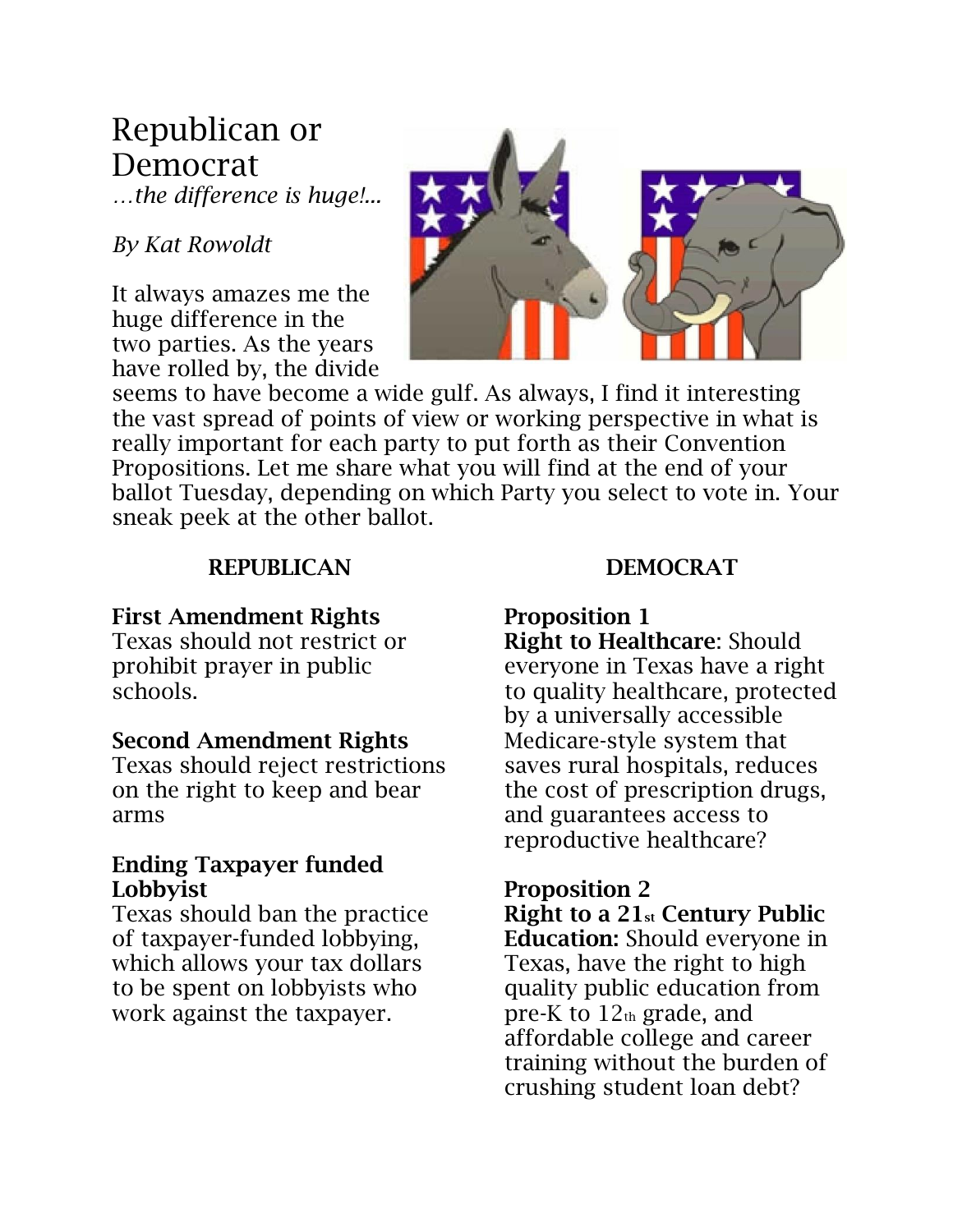# Republican or Democrat

*…the difference is huge!...*

*By Kat Rowoldt*

It always amazes me the huge difference in the two parties. As the years have rolled by, the divide seems to have become a wide gulf. As always, I find it interesting the vast spread of points of view or working perspective in what is really important for each party to put forth as their Convention Propositions. Let me share what you will find at the end of your ballot Tuesday, depending on which Party you select to vote in. Your sneak peek at the other ballot.

## REPUBLICAN

**First Amendment Rights**
Texas should not restrict or prohibit prayer in public schools.

**Second Amendment Rights**
Texas should reject restrictions on the right to keep and bear arms

**Ending Taxpayer funded Lobbyist**
Texas should ban the practice of taxpayer-funded lobbying, which allows your tax dollars to be spent on lobbyists who work against the taxpayer.

## DEMOCRAT

**Proposition 1**
**Right to Healthcare**: Should everyone in Texas have a right to quality healthcare, protected by a universally accessible Medicare-style system that saves rural hospitals, reduces the cost of prescription drugs, and guarantees access to reproductive healthcare?

**Proposition 2**
**Right to a 21st Century Public Education:** Should everyone in Texas, have the right to high quality public education from pre-K to 12th grade, and affordable college and career training without the burden of crushing student loan debt?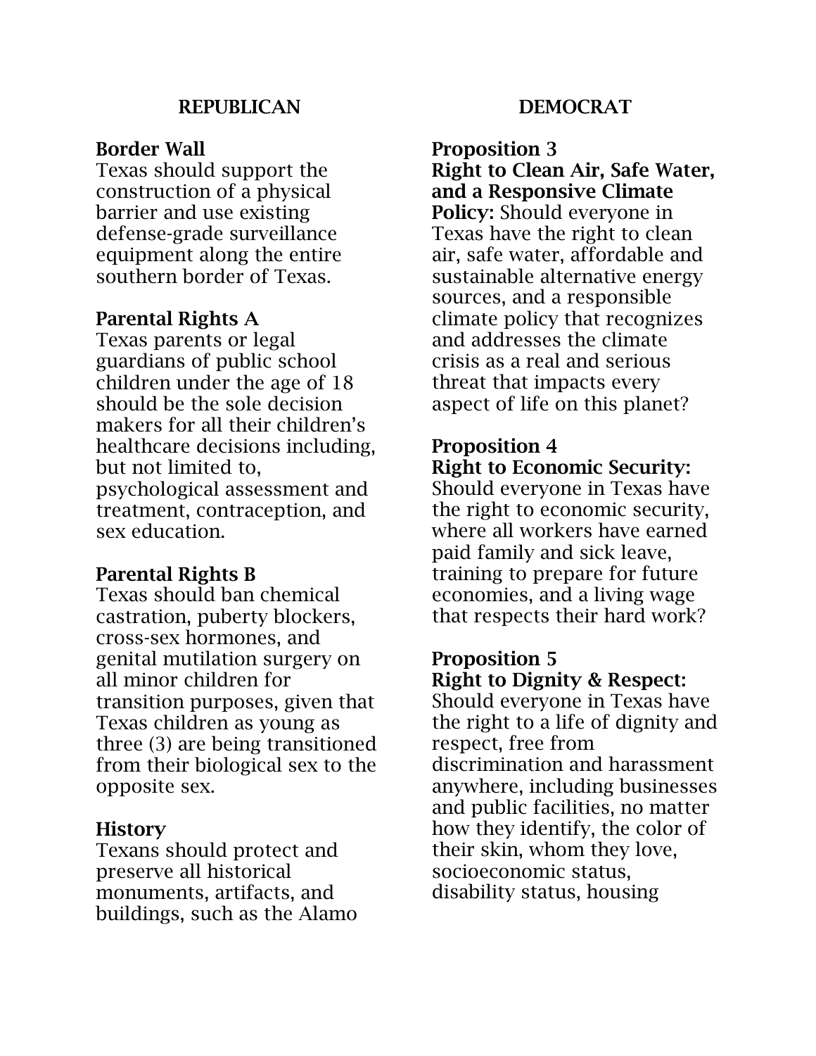## REPUBLICAN

**Border Wall**
Texas should support the construction of a physical barrier and use existing defense-grade surveillance equipment along the entire southern border of Texas.

**Parental Rights A**
Texas parents or legal guardians of public school children under the age of 18 should be the sole decision makers for all their children's healthcare decisions including, but not limited to, psychological assessment and treatment, contraception, and sex education.

**Parental Rights B**
Texas should ban chemical castration, puberty blockers, cross-sex hormones, and genital mutilation surgery on all minor children for transition purposes, given that Texas children as young as three (3) are being transitioned from their biological sex to the opposite sex.

**History**
Texans should protect and preserve all historical monuments, artifacts, and buildings, such as the Alamo

## DEMOCRAT

**Proposition 3**
**Right to Clean Air, Safe Water, and a Responsive Climate Policy:** Should everyone in Texas have the right to clean air, safe water, affordable and sustainable alternative energy sources, and a responsible climate policy that recognizes and addresses the climate crisis as a real and serious threat that impacts every aspect of life on this planet?

**Proposition 4**
**Right to Economic Security:** Should everyone in Texas have the right to economic security, where all workers have earned paid family and sick leave, training to prepare for future economies, and a living wage that respects their hard work?

**Proposition 5**
**Right to Dignity & Respect:** Should everyone in Texas have the right to a life of dignity and respect, free from discrimination and harassment anywhere, including businesses and public facilities, no matter how they identify, the color of their skin, whom they love, socioeconomic status, disability status, housing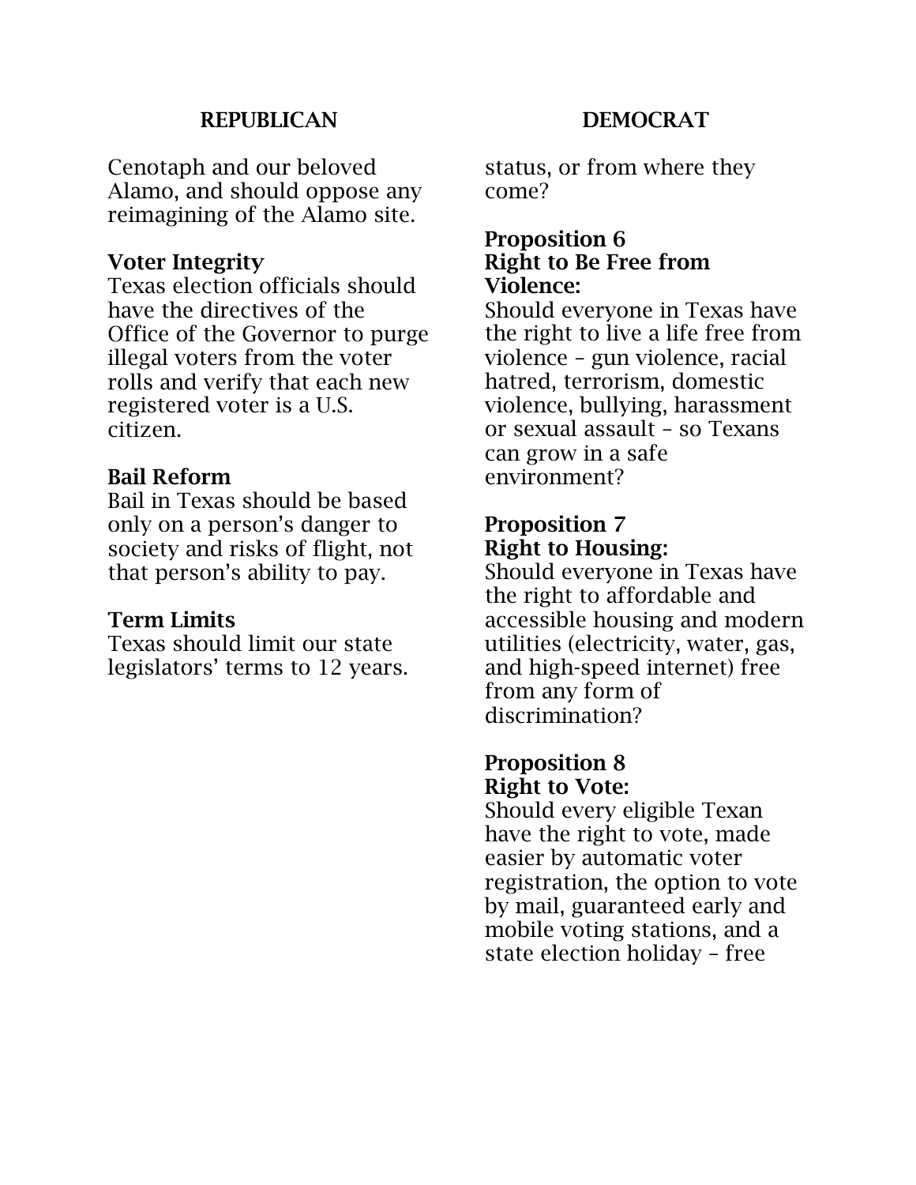## REPUBLICAN

Cenotaph and our beloved Alamo, and should oppose any reimagining of the Alamo site.

**Voter Integrity**
Texas election officials should have the directives of the Office of the Governor to purge illegal voters from the voter rolls and verify that each new registered voter is a U.S. citizen.

**Bail Reform**
Bail in Texas should be based only on a person's danger to society and risks of flight, not that person's ability to pay.

**Term Limits**
Texas should limit our state legislators' terms to 12 years.

## DEMOCRAT

status, or from where they come?

**Proposition 6**
**Right to Be Free from Violence:**
Should everyone in Texas have the right to live a life free from violence – gun violence, racial hatred, terrorism, domestic violence, bullying, harassment or sexual assault – so Texans can grow in a safe environment?

**Proposition 7**
**Right to Housing:**
Should everyone in Texas have the right to affordable and accessible housing and modern utilities (electricity, water, gas, and high-speed internet) free from any form of discrimination?

**Proposition 8**
**Right to Vote:**
Should every eligible Texan have the right to vote, made easier by automatic voter registration, the option to vote by mail, guaranteed early and mobile voting stations, and a state election holiday – free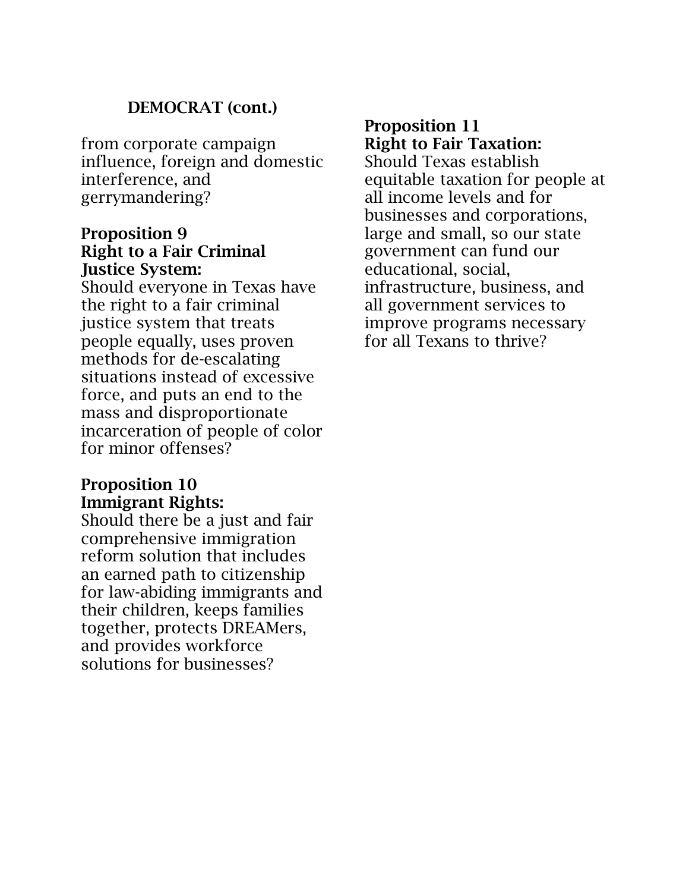## DEMOCRAT (cont.)

from corporate campaign influence, foreign and domestic interference, and gerrymandering?

**Proposition 9**
**Right to a Fair Criminal Justice System:**
Should everyone in Texas have the right to a fair criminal justice system that treats people equally, uses proven methods for de-escalating situations instead of excessive force, and puts an end to the mass and disproportionate incarceration of people of color for minor offenses?

**Proposition 10**
**Immigrant Rights:**
Should there be a just and fair comprehensive immigration reform solution that includes an earned path to citizenship for law-abiding immigrants and their children, keeps families together, protects DREAMers, and provides workforce solutions for businesses?

**Proposition 11**
**Right to Fair Taxation:**
Should Texas establish equitable taxation for people at all income levels and for businesses and corporations, large and small, so our state government can fund our educational, social, infrastructure, business, and all government services to improve programs necessary for all Texans to thrive?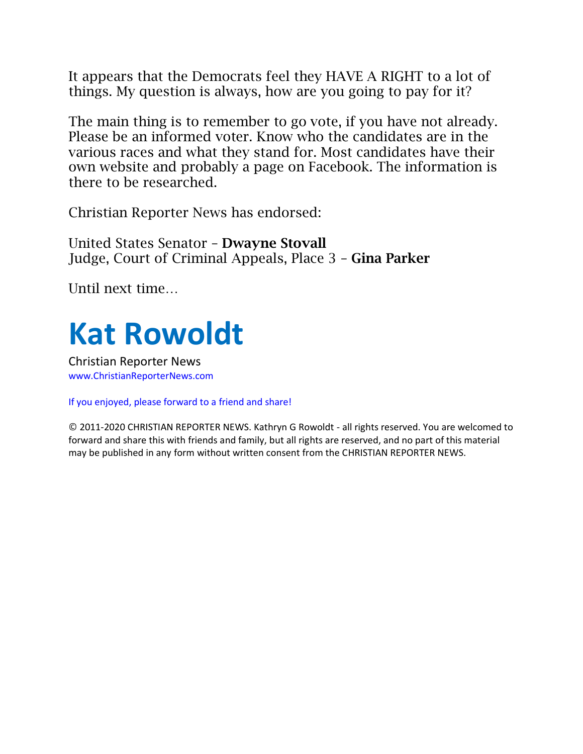It appears that the Democrats feel they HAVE A RIGHT to a lot of things. My question is always, how are you going to pay for it?

The main thing is to remember to go vote, if you have not already. Please be an informed voter. Know who the candidates are in the various races and what they stand for. Most candidates have their own website and probably a page on Facebook. The information is there to be researched.

Christian Reporter News has endorsed:

United States Senator – **Dwayne Stovall**
Judge, Court of Criminal Appeals, Place 3 – **Gina Parker**

Until next time…

# Kat Rowoldt

Christian Reporter News
www.ChristianReporterNews.com

If you enjoyed, please forward to a friend and share!

© 2011-2020 CHRISTIAN REPORTER NEWS. Kathryn G Rowoldt - all rights reserved. You are welcomed to forward and share this with friends and family, but all rights are reserved, and no part of this material may be published in any form without written consent from the CHRISTIAN REPORTER NEWS.